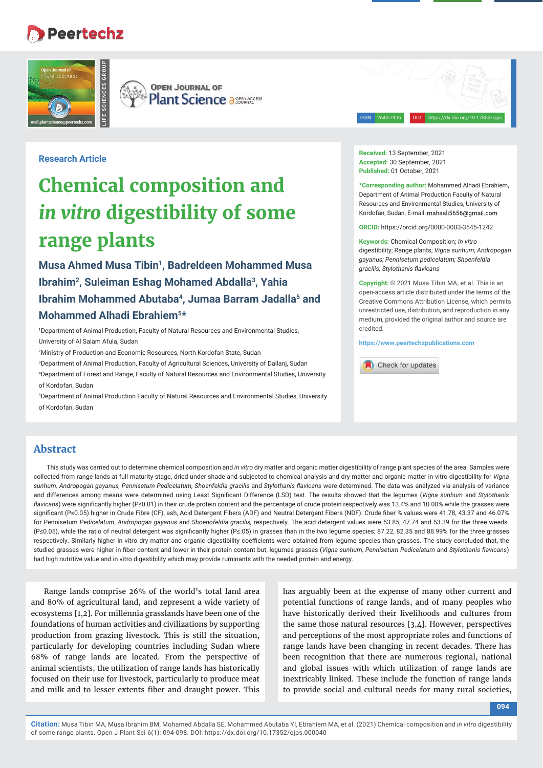Research Article

# Chemical composition and *in vitro* digestibility of some range plants

**Musa Ahmed Musa Tibin[1], Badreldeen Mohammed Musa Ibrahim[2], Suleiman Eshag Mohamed Abdalla[3], Yahia Ibrahim Mohammed Abutaba[4], Jumaa Barram Jadalla[5] and Mohammed Alhadi Ebrahiem[5]***

[1]Department of Animal Production, Faculty of Natural Resources and Environmental Studies, University of Al Salam Afula, Sudan

[2]Ministry of Production and Economic Resources, North Kordofan State, Sudan

[3]Department of Animal Production, Faculty of Agricultural Sciences, University of Dallanj, Sudan

[4]Department of Forest and Range, Faculty of Natural Resources and Environmental Studies, University of Kordofan, Sudan

[5]Department of Animal Production Faculty of Natural Resources and Environmental Studies, University of Kordofan, Sudan

**Received:** 13 September, 2021
**Accepted:** 30 September, 2021
**Published:** 01 October, 2021

***Corresponding author:** Mohammed Alhadi Ebrahiem, Department of Animal Production Faculty of Natural Resources and Environmental Studies, University of Kordofan, Sudan, E-mail: mahaali5656@gmail.com

**ORCID:** https://orcid.org/0000-0003-3545-1242

**Keywords:** Chemical Composition; *In vitro* digestibility; Range plants; *Vigna sunhum; Andropogan gayanus; Pennisetum pedicelatum; Shoenfeldia gracilis; Stylothanis flavicans*

**Copyright:** © 2021 Musa Tibin MA, et al. This is an open-access article distributed under the terms of the Creative Commons Attribution License, which permits unrestricted use, distribution, and reproduction in any medium, provided the original author and source are credited.

https://www.peertechzpublications.com

## Abstract

This study was carried out to determine chemical composition and *in vitro* dry matter and organic matter digestibility of range plant species of the area. Samples were collected from range lands at full maturity stage, dried under shade and subjected to chemical analysis and dry matter and organic matter in vitro digestibility for *Vigna sunhum, Andropogan gayanus, Pennisetum Pedicelatum, Shoenfeldia gracilis* and *Stylothanis flavicans* were determined. The data was analyzed via analysis of variance and differences among means were determined using Least Significant Difference (LSD) test. The results showed that the legumes (*Vigna sunhum* and *Stylothanis flavicans*) were significantly higher (P≤0.01) in their crude protein content and the percentage of crude protein respectively was 13.4% and 10.00% while the grasses were significant (P≤0.05) higher in Crude Fibre (CF), ash, Acid Detergent Fibers (ADF) and Neutral Detergent Fibers (NDF). Crude fiber % values were 41.78, 43.37 and 46.07% for Pennisetum *Pedicelatum*, *Andropogan gayanus* and *Shoenofeldia gracilis,* respectively. The acid detergent values were 53.85, 47.74 and 53.39 for the three weeds. (P≤0.05), while the ratio of neutral detergent was significantly higher (P≤.05) in grasses than in the two legume species; 87.22, 82.35 and 88.99% for the three grasses respectively. Similarly higher in vitro dry matter and organic digestibility coefficients were obtained from legume species than grasses. The study concluded that, the studied grasses were higher in fiber content and lower in their protein content but, legumes grasses (*Vigna sunhum, Pennisetum Pedicelatum* and *Stylothanis flavicans*) had high nutritive value and in vitro digestibility which may provide ruminants with the needed protein and energy.

Range lands comprise 26% of the world's total land area and 80% of agricultural land, and represent a wide variety of ecosystems [1,2]. For millennia grasslands have been one of the foundations of human activities and civilizations by supporting production from grazing livestock. This is still the situation, particularly for developing countries including Sudan where 68% of range lands are located. From the perspective of animal scientists, the utilization of range lands has historically focused on their use for livestock, particularly to produce meat and milk and to lesser extents fiber and draught power. This has arguably been at the expense of many other current and potential functions of range lands, and of many peoples who have historically derived their livelihoods and cultures from the same those natural resources [3,4]. However, perspectives and perceptions of the most appropriate roles and functions of range lands have been changing in recent decades. There has been recognition that there are numerous regional, national and global issues with which utilization of range lands are inextricably linked. These include the function of range lands to provide social and cultural needs for many rural societies,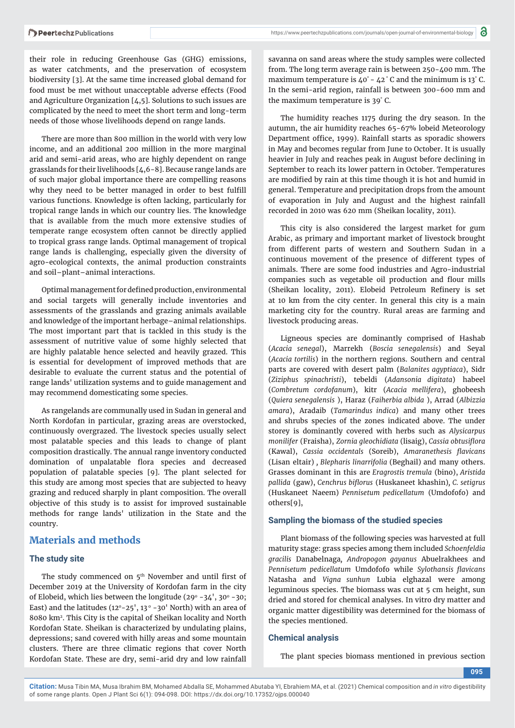their role in reducing Greenhouse Gas (GHG) emissions, as water catchments, and the preservation of ecosystem biodiversity [3]. At the same time increased global demand for food must be met without unacceptable adverse effects (Food and Agriculture Organization [4,5]. Solutions to such issues are complicated by the need to meet the short term and long-term needs of those whose livelihoods depend on range lands.

There are more than 800 million in the world with very low income, and an additional 200 million in the more marginal arid and semi-arid areas, who are highly dependent on range grasslands for their livelihoods [4,6-8]. Because range lands are of such major global importance there are compelling reasons why they need to be better managed in order to best fulfill various functions. Knowledge is often lacking, particularly for tropical range lands in which our country lies. The knowledge that is available from the much more extensive studies of temperate range ecosystem often cannot be directly applied to tropical grass range lands. Optimal management of tropical range lands is challenging, especially given the diversity of agro-ecological contexts, the animal production constraints and soil–plant–animal interactions.

Optimal management for defined production, environmental and social targets will generally include inventories and assessments of the grasslands and grazing animals available and knowledge of the important herbage–animal relationships. The most important part that is tackled in this study is the assessment of nutritive value of some highly selected that are highly palatable hence selected and heavily grazed. This is essential for development of improved methods that are desirable to evaluate the current status and the potential of range lands' utilization systems and to guide management and may recommend domesticating some species.

As rangelands are communally used in Sudan in general and North Kordofan in particular, grazing areas are overstocked, continuously overgrazed. The livestock species usually select most palatable species and this leads to change of plant composition drastically. The annual range inventory conducted domination of unpalatable flora species and decreased population of palatable species [9]. The plant selected for this study are among most species that are subjected to heavy grazing and reduced sharply in plant composition. The overall objective of this study is to assist for improved sustainable methods for range lands' utilization in the State and the country.

## Materials and methods

### The study site

The study commenced on 5[th] November and until first of December 2019 at the University of Kordofan farm in the city of Elobeid, which lies between the longitude (29° -34', 30° -30; East) and the latitudes (12°-25', 13° -30' North) with an area of 8080 km². This City is the capital of Sheikan locality and North Kordofan State. Sheikan is characterized by undulating plains, depressions; sand covered with hilly areas and some mountain clusters. There are three climatic regions that cover North Kordofan State. These are dry, semi-arid dry and low rainfall savanna on sand areas where the study samples were collected from. The long term average rain is between 250-400 mm. The maximum temperature is 40° - 42° C and the minimum is 13° C. In the semi-arid region, rainfall is between 300-600 mm and the maximum temperature is 39° C.

The humidity reaches 1175 during the dry season. In the autumn, the air humidity reaches 65-67% lobeid Meteorology Department office, 1999). Rainfall starts as sporadic showers in May and becomes regular from June to October. It is usually heavier in July and reaches peak in August before declining in September to reach its lower pattern in October. Temperatures are modified by rain at this time though it is hot and humid in general. Temperature and precipitation drops from the amount of evaporation in July and August and the highest rainfall recorded in 2010 was 620 mm (Sheikan locality, 2011).

This city is also considered the largest market for gum Arabic, as primary and important market of livestock brought from different parts of western and Southern Sudan in a continuous movement of the presence of different types of animals. There are some food industries and Agro-industrial companies such as vegetable oil production and flour mills (Sheikan locality, 2011). Elobeid Petroleum Refinery is set at 10 km from the city center. In general this city is a main marketing city for the country. Rural areas are farming and livestock producing areas.

Ligneous species are dominantly comprised of Hashab (*Acacia senegal*), Marrekh (*Boscia senegalensis*) and Seyal (*Acacia tortilis*) in the northern regions. Southern and central parts are covered with desert palm (*Balanites agyptiaca*), Sidr (*Ziziphus spinachristi*), tebeldi (*Adansonia digitata*) habeel (*Combretum cordofanum*), kitr (*Acacia mellifera*), ghobeesh (*Quiera senegalensis* ), Haraz (*Faiherbia albida* ), Arrad (*Albizzia amara*), Aradaib (*Tamarindus indica*) and many other trees and shrubs species of the zones indicated above. The under storey is dominantly covered with herbs such as *Alysicarpus monilifer* (Fraisha), *Zornia gleochidiata* (lisaig), *Cassia obtusiflora* (Kawal), *Cassia occidentals* (Soreib), *Amaranethesis flavicans* (Lisan eltair) , *Blepharis linarrifolia* (Beghail) and many others. Grasses dominant in this are *Eragrostis tremula* (bino), *Aristida pallida* (gaw), *Cenchrus biflorus* (Huskaneet khashin), *C. setigrus* (Huskaneet Naeem) *Pennisetum pedicellatum* (Umdofofo) and others[9],

### Sampling the biomass of the studied species

Plant biomass of the following species was harvested at full maturity stage: grass species among them included *Schoenfeldia gracilis* Danabelnaga, *Andropogon gayanus* Abuelrakhees and *Pennisetum pedicellatum* Umdofofo while *Sylothansis flavicans* Natasha and *Vigna sunhun* Lubia elghazal were among leguminous species. The biomass was cut at 5 cm height, sun dried and stored for chemical analyses. In vitro dry matter and organic matter digestibility was determined for the biomass of the species mentioned.

### Chemical analysis

The plant species biomass mentioned in previous section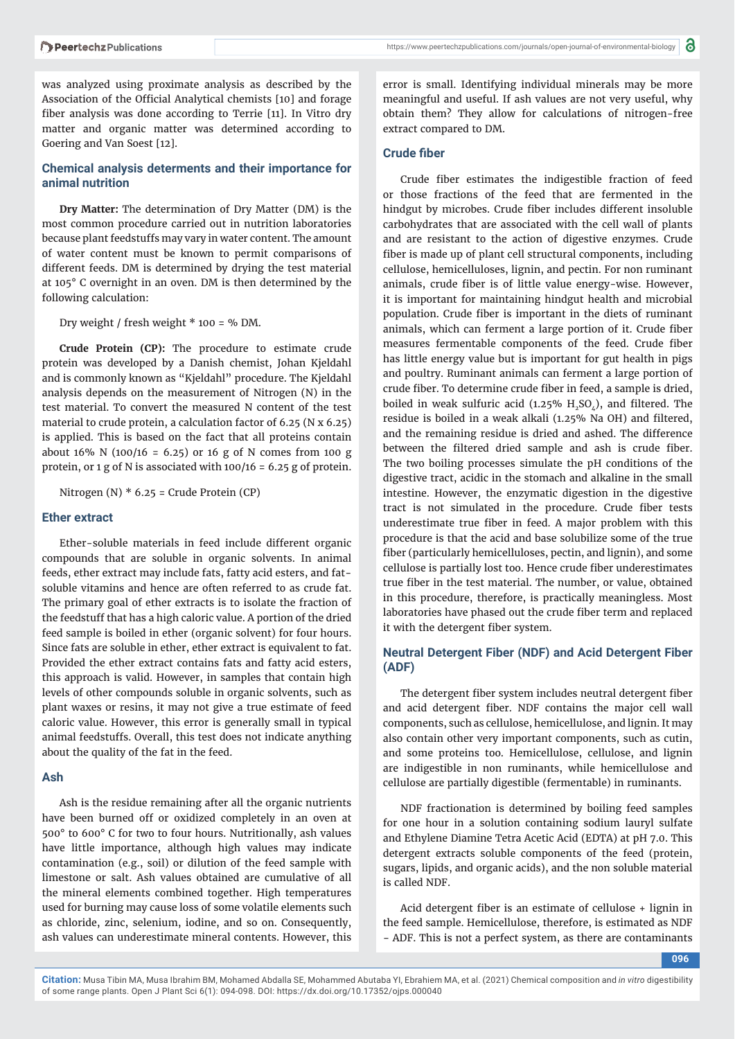was analyzed using proximate analysis as described by the Association of the Official Analytical chemists [10] and forage fiber analysis was done according to Terrie [11]. In Vitro dry matter and organic matter was determined according to Goering and Van Soest [12].

## Chemical analysis determents and their importance for animal nutrition

**Dry Matter:** The determination of Dry Matter (DM) is the most common procedure carried out in nutrition laboratories because plant feedstuffs may vary in water content. The amount of water content must be known to permit comparisons of different feeds. DM is determined by drying the test material at 105° C overnight in an oven. DM is then determined by the following calculation:

Dry weight / fresh weight * 100 = % DM.

**Crude Protein (CP):** The procedure to estimate crude protein was developed by a Danish chemist, Johan Kjeldahl and is commonly known as "Kjeldahl" procedure. The Kjeldahl analysis depends on the measurement of Nitrogen (N) in the test material. To convert the measured N content of the test material to crude protein, a calculation factor of 6.25 (N x 6.25) is applied. This is based on the fact that all proteins contain about 16% N (100/16 = 6.25) or 16 g of N comes from 100 g protein, or 1 g of N is associated with 100/16 = 6.25 g of protein.

Nitrogen (N) * 6.25 = Crude Protein (CP)

## Ether extract

Ether-soluble materials in feed include different organic compounds that are soluble in organic solvents. In animal feeds, ether extract may include fats, fatty acid esters, and fat-soluble vitamins and hence are often referred to as crude fat. The primary goal of ether extracts is to isolate the fraction of the feedstuff that has a high caloric value. A portion of the dried feed sample is boiled in ether (organic solvent) for four hours. Since fats are soluble in ether, ether extract is equivalent to fat. Provided the ether extract contains fats and fatty acid esters, this approach is valid. However, in samples that contain high levels of other compounds soluble in organic solvents, such as plant waxes or resins, it may not give a true estimate of feed caloric value. However, this error is generally small in typical animal feedstuffs. Overall, this test does not indicate anything about the quality of the fat in the feed.

## Ash

Ash is the residue remaining after all the organic nutrients have been burned off or oxidized completely in an oven at 500° to 600° C for two to four hours. Nutritionally, ash values have little importance, although high values may indicate contamination (e.g., soil) or dilution of the feed sample with limestone or salt. Ash values obtained are cumulative of all the mineral elements combined together. High temperatures used for burning may cause loss of some volatile elements such as chloride, zinc, selenium, iodine, and so on. Consequently, ash values can underestimate mineral contents. However, this error is small. Identifying individual minerals may be more meaningful and useful. If ash values are not very useful, why obtain them? They allow for calculations of nitrogen-free extract compared to DM.

## Crude fiber

Crude fiber estimates the indigestible fraction of feed or those fractions of the feed that are fermented in the hindgut by microbes. Crude fiber includes different insoluble carbohydrates that are associated with the cell wall of plants and are resistant to the action of digestive enzymes. Crude fiber is made up of plant cell structural components, including cellulose, hemicelluloses, lignin, and pectin. For non ruminant animals, crude fiber is of little value energy-wise. However, it is important for maintaining hindgut health and microbial population. Crude fiber is important in the diets of ruminant animals, which can ferment a large portion of it. Crude fiber measures fermentable components of the feed. Crude fiber has little energy value but is important for gut health in pigs and poultry. Ruminant animals can ferment a large portion of crude fiber. To determine crude fiber in feed, a sample is dried, boiled in weak sulfuric acid (1.25% $H_2SO_4$), and filtered. The residue is boiled in a weak alkali (1.25% Na OH) and filtered, and the remaining residue is dried and ashed. The difference between the filtered dried sample and ash is crude fiber. The two boiling processes simulate the pH conditions of the digestive tract, acidic in the stomach and alkaline in the small intestine. However, the enzymatic digestion in the digestive tract is not simulated in the procedure. Crude fiber tests underestimate true fiber in feed. A major problem with this procedure is that the acid and base solubilize some of the true fiber (particularly hemicelluloses, pectin, and lignin), and some cellulose is partially lost too. Hence crude fiber underestimates true fiber in the test material. The number, or value, obtained in this procedure, therefore, is practically meaningless. Most laboratories have phased out the crude fiber term and replaced it with the detergent fiber system.

## Neutral Detergent Fiber (NDF) and Acid Detergent Fiber (ADF)

The detergent fiber system includes neutral detergent fiber and acid detergent fiber. NDF contains the major cell wall components, such as cellulose, hemicellulose, and lignin. It may also contain other very important components, such as cutin, and some proteins too. Hemicellulose, cellulose, and lignin are indigestible in non ruminants, while hemicellulose and cellulose are partially digestible (fermentable) in ruminants.

NDF fractionation is determined by boiling feed samples for one hour in a solution containing sodium lauryl sulfate and Ethylene Diamine Tetra Acetic Acid (EDTA) at pH 7.0. This detergent extracts soluble components of the feed (protein, sugars, lipids, and organic acids), and the non soluble material is called NDF.

Acid detergent fiber is an estimate of cellulose + lignin in the feed sample. Hemicellulose, therefore, is estimated as NDF - ADF. This is not a perfect system, as there are contaminants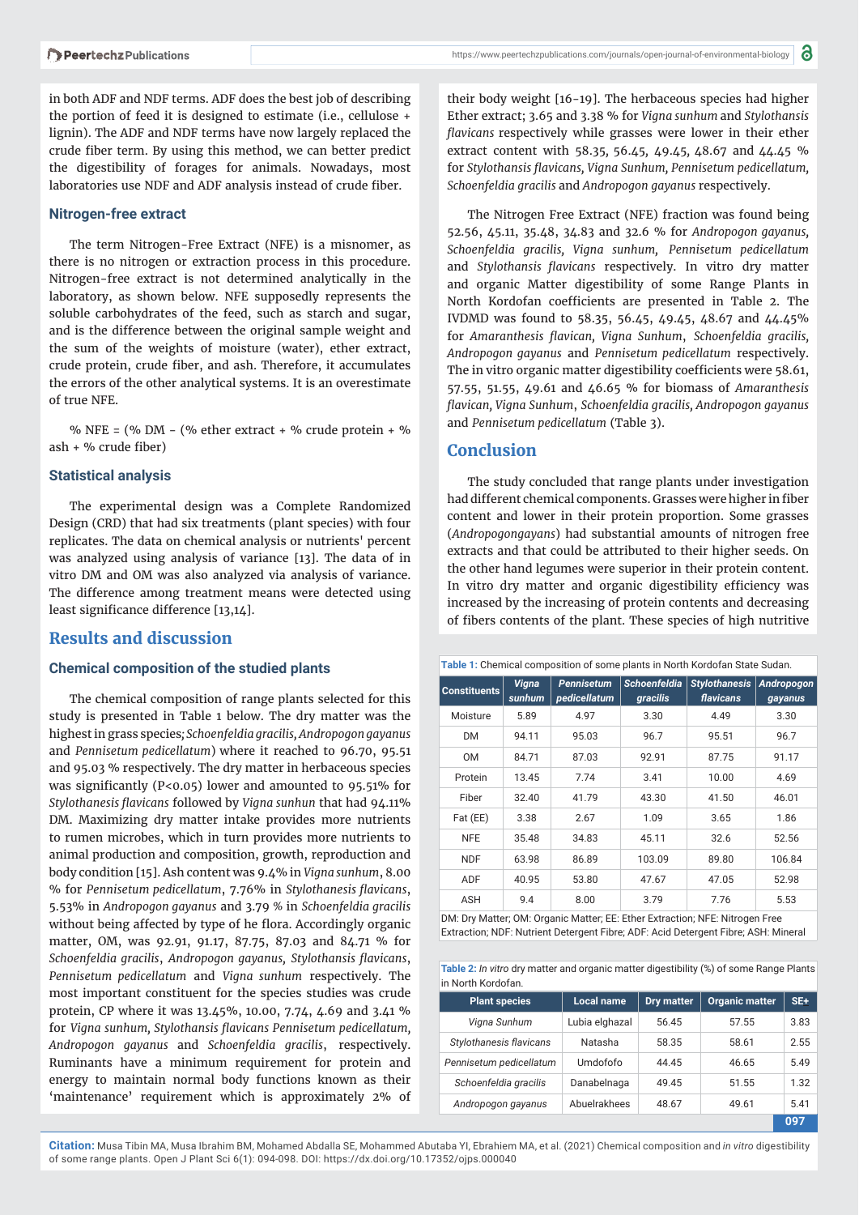in both ADF and NDF terms. ADF does the best job of describing the portion of feed it is designed to estimate (i.e., cellulose + lignin). The ADF and NDF terms have now largely replaced the crude fiber term. By using this method, we can better predict the digestibility of forages for animals. Nowadays, most laboratories use NDF and ADF analysis instead of crude fiber.

### Nitrogen-free extract

The term Nitrogen-Free Extract (NFE) is a misnomer, as there is no nitrogen or extraction process in this procedure. Nitrogen-free extract is not determined analytically in the laboratory, as shown below. NFE supposedly represents the soluble carbohydrates of the feed, such as starch and sugar, and is the difference between the original sample weight and the sum of the weights of moisture (water), ether extract, crude protein, crude fiber, and ash. Therefore, it accumulates the errors of the other analytical systems. It is an overestimate of true NFE.

% NFE = (% DM - (% ether extract + % crude protein + % ash + % crude fiber)

### Statistical analysis

The experimental design was a Complete Randomized Design (CRD) that had six treatments (plant species) with four replicates. The data on chemical analysis or nutrients' percent was analyzed using analysis of variance [13]. The data of in vitro DM and OM was also analyzed via analysis of variance. The difference among treatment means were detected using least significance difference [13,14].

## Results and discussion

### Chemical composition of the studied plants

The chemical composition of range plants selected for this study is presented in Table 1 below. The dry matter was the highest in grass species; *Schoenfeldia gracilis*, *Andropogon gayanus* and *Pennisetum pedicellatum*) where it reached to 96.70, 95.51 and 95.03 % respectively. The dry matter in herbaceous species was significantly ($P<0.05$) lower and amounted to 95.51% for *Stylothanesis flavicans* followed by *Vigna sunhun* that had 94.11% DM. Maximizing dry matter intake provides more nutrients to rumen microbes, which in turn provides more nutrients to animal production and composition, growth, reproduction and body condition [15]. Ash content was 9.4% in *Vigna sunhum*, 8.00 % for *Pennisetum pedicellatum*, 7.76% in *Stylothansis flavicans*, 5.53% in *Andropogon gayanus* and 3.79 % in *Schoenfeldia gracilis* without being affected by type of he flora. Accordingly organic matter, OM, was 92.91, 91.17, 87.75, 87.03 and 84.71 % for *Schoenfeldia gracilis*, *Andropogon gayanus*, *Stylothansis flavicans*, *Pennisetum pedicellatum* and *Vigna sunhum* respectively. The most important constituent for the species studies was crude protein, CP where it was 13.45%, 10.00, 7.74, 4.69 and 3.41 % for *Vigna sunhum*, *Stylothansis flavicans Pennisetum pedicellatum*, *Andropogon gayanus* and *Schoenfeldia gracilis*, respectively. Ruminants have a minimum requirement for protein and energy to maintain normal body functions known as their 'maintenance' requirement which is approximately 2% of their body weight [16-19]. The herbaceous species had higher Ether extract; 3.65 and 3.38 % for *Vigna sunhum* and *Stylothansis flavicans* respectively while grasses were lower in their ether extract content with 58.35, 56.45, 49.45, 48.67 and 44.45 % for *Stylothansis flavicans*, *Vigna Sunhum*, *Pennisetum pedicellatum*, *Schoenfeldia gracilis* and *Andropogon gayanus* respectively.

The Nitrogen Free Extract (NFE) fraction was found being 52.56, 45.11, 35.48, 34.83 and 32.6 % for *Andropogon gayanus*, *Schoenfeldia gracilis*, *Vigna sunhum*, *Pennisetum pedicellatum* and *Stylothansis flavicans* respectively. In vitro dry matter and organic Matter digestibility of some Range Plants in North Kordofan coefficients are presented in Table 2. The IVDMD was found to 58.35, 56.45, 49.45, 48.67 and 44.45% for *Amaranthesis flavican*, *Vigna Sunhum*, *Schoenfeldia gracilis*, *Andropogon gayanus* and *Pennisetum pedicellatum* respectively. The in vitro organic matter digestibility coefficients were 58.61, 57.55, 51.55, 49.61 and 46.65 % for biomass of *Amaranthesis flavican*, *Vigna Sunhum*, *Schoenfeldia gracilis*, *Andropogon gayanus* and *Pennisetum pedicellatum* (Table 3).

## Conclusion

The study concluded that range plants under investigation had different chemical components. Grasses were higher in fiber content and lower in their protein proportion. Some grasses (*Andropogongayans*) had substantial amounts of nitrogen free extracts and that could be attributed to their higher seeds. On the other hand legumes were superior in their protein content. In vitro dry matter and organic digestibility efficiency was increased by the increasing of protein contents and decreasing of fibers contents of the plant. These species of high nutritive

**Table 1:** Chemical composition of some plants in North Kordofan State Sudan.

| Constituents | *Vigna sunhum* | *Pennisetum pedicellatum* | *Schoenfeldia gracilis* | *Stylothansis flavicans* | *Andropogon gayanus* |
|---|---|---|---|---|---|
| Moisture | 5.89 | 4.97 | 3.30 | 4.49 | 3.30 |
| DM | 94.11 | 95.03 | 96.7 | 95.51 | 96.7 |
| OM | 84.71 | 87.03 | 92.91 | 87.75 | 91.17 |
| Protein | 13.45 | 7.74 | 3.41 | 10.00 | 4.69 |
| Fiber | 32.40 | 41.79 | 43.30 | 41.50 | 46.01 |
| Fat (EE) | 3.38 | 2.67 | 1.09 | 3.65 | 1.86 |
| NFE | 35.48 | 34.83 | 45.11 | 32.6 | 52.56 |
| NDF | 63.98 | 86.89 | 103.09 | 89.80 | 106.84 |
| ADF | 40.95 | 53.80 | 47.67 | 47.05 | 52.98 |
| ASH | 9.4 | 8.00 | 3.79 | 7.76 | 5.53 |

DM: Dry Matter; OM: Organic Matter; EE: Ether Extraction; NFE: Nitrogen Free Extraction; NDF: Nutrient Detergent Fibre; ADF: Acid Detergent Fibre; ASH: Mineral

**Table 2:** *In vitro* dry matter and organic matter digestibility (%) of some Range Plants in North Kordofan.

| Plant species | Local name | Dry matter | Organic matter | SE+ |
|---|---|---|---|---|
| *Vigna Sunhum* | Lubia elghazal | 56.45 | 57.55 | 3.83 |
| *Stylothanesis flavicans* | Natasha | 58.35 | 58.61 | 2.55 |
| *Pennisetum pedicellatum* | Umdofofo | 44.45 | 46.65 | 5.49 |
| *Schoenfeldia gracilis* | Danabelnaga | 49.45 | 51.55 | 1.32 |
| *Andropogon gayanus* | Abuelrakhees | 48.67 | 49.61 | 5.41 |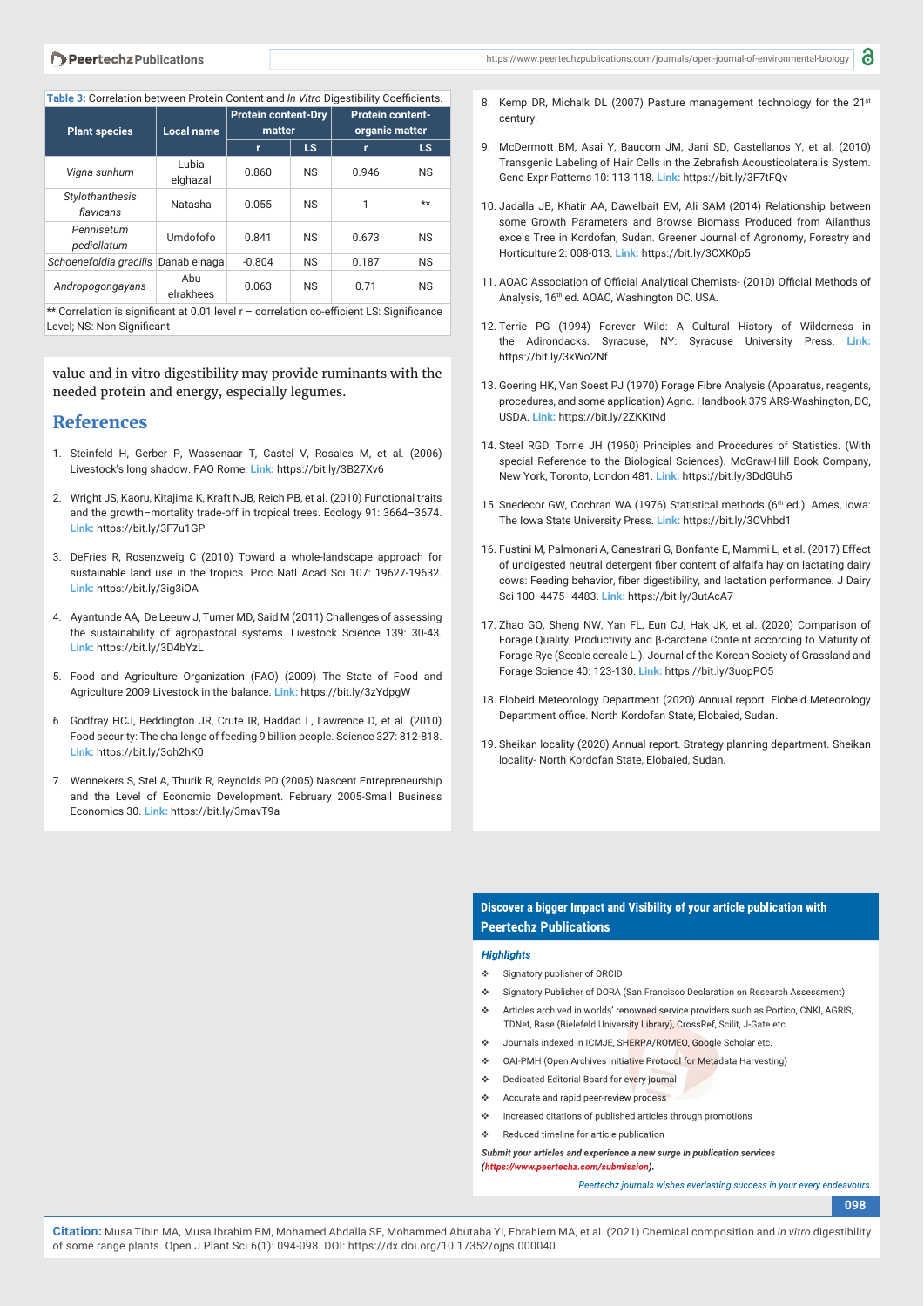Table 3: Correlation between Protein Content and *In Vitro* Digestibility Coefficients.

| Plant species | Local name | Protein content-Dry matter | | Protein content-organic matter | |
|---|---|---|---|---|---|
| | | r | LS | r | LS |
| *Vigna sunhum* | Lubia elghazal | 0.860 | NS | 0.946 | NS |
| *Stylothanthesis flavicans* | Natasha | 0.055 | NS | 1 | ** |
| *Pennisetum pedicllatum* | Umdofofo | 0.841 | NS | 0.673 | NS |
| *Schoenefoldia gracilis* | Danab elnaga | -0.804 | NS | 0.187 | NS |
| *Andropogongayans* | Abu elrakhees | 0.063 | NS | 0.71 | NS |

** Correlation is significant at 0.01 level r – correlation co-efficient LS: Significance Level; NS: Non Significant

value and in vitro digestibility may provide ruminants with the needed protein and energy, especially legumes.

## References

1. Steinfeld H, Gerber P, Wassenaar T, Castel V, Rosales M, et al. (2006) Livestock's long shadow. FAO Rome. **Link:** https://bit.ly/3B27Xv6
2. Wright JS, Kaoru, Kitajima K, Kraft NJB, Reich PB, et al. (2010) Functional traits and the growth–mortality trade-off in tropical trees. Ecology 91: 3664–3674. **Link:** https://bit.ly/3F7u1GP
3. DeFries R, Rosenzweig C (2010) Toward a whole-landscape approach for sustainable land use in the tropics. Proc Natl Acad Sci 107: 19627-19632. **Link:** https://bit.ly/3ig3iOA
4. Ayantunde AA, De Leeuw J, Turner MD, Said M (2011) Challenges of assessing the sustainability of agropastoral systems. Livestock Science 139: 30-43. **Link:** https://bit.ly/3D4bYzL
5. Food and Agriculture Organization (FAO) (2009) The State of Food and Agriculture 2009 Livestock in the balance. **Link:** https://bit.ly/3zYdpgW
6. Godfray HCJ, Beddington JR, Crute IR, Haddad L, Lawrence D, et al. (2010) Food security: The challenge of feeding 9 billion people. Science 327: 812-818. **Link:** https://bit.ly/3oh2hK0
7. Wennekers S, Stel A, Thurik R, Reynolds PD (2005) Nascent Entrepreneurship and the Level of Economic Development. February 2005-Small Business Economics 30. **Link:** https://bit.ly/3mavT9a
8. Kemp DR, Michalk DL (2007) Pasture management technology for the 21st century.
9. McDermott BM, Asai Y, Baucom JM, Jani SD, Castellanos Y, et al. (2010) Transgenic Labeling of Hair Cells in the Zebrafish Acousticolateralis System. Gene Expr Patterns 10: 113-118. **Link:** https://bit.ly/3F7tFQv
10. Jadalla JB, Khatir AA, Dawelbait EM, Ali SAM (2014) Relationship between some Growth Parameters and Browse Biomass Produced from Ailanthus excels Tree in Kordofan, Sudan. Greener Journal of Agronomy, Forestry and Horticulture 2: 008-013. **Link:** https://bit.ly/3CXK0p5
11. AOAC Association of Official Analytical Chemists- (2010) Official Methods of Analysis, 16th ed. AOAC, Washington DC, USA.
12. Terrie PG (1994) Forever Wild: A Cultural History of Wilderness in the Adirondacks. Syracuse, NY: Syracuse University Press. **Link:** https://bit.ly/3kWo2Nf
13. Goering HK, Van Soest PJ (1970) Forage Fibre Analysis (Apparatus, reagents, procedures, and some application) Agric. Handbook 379 ARS-Washington, DC, USDA. **Link:** https://bit.ly/2ZKKtNd
14. Steel RGD, Torrie JH (1960) Principles and Procedures of Statistics. (With special Reference to the Biological Sciences). McGraw-Hill Book Company, New York, Toronto, London 481. **Link:** https://bit.ly/3DdGUh5
15. Snedecor GW, Cochran WA (1976) Statistical methods (6th ed.). Ames, Iowa: The Iowa State University Press. **Link:** https://bit.ly/3CVhbd1
16. Fustini M, Palmonari A, Canestrari G, Bonfante E, Mammi L, et al. (2017) Effect of undigested neutral detergent fiber content of alfalfa hay on lactating dairy cows: Feeding behavior, fiber digestibility, and lactation performance. J Dairy Sci 100: 4475–4483. **Link:** https://bit.ly/3utAcA7
17. Zhao GQ, Sheng NW, Yan FL, Eun CJ, Hak JK, et al. (2020) Comparison of Forage Quality, Productivity and β-carotene Conte nt according to Maturity of Forage Rye (Secale cereale L.). Journal of the Korean Society of Grassland and Forage Science 40: 123-130. **Link:** https://bit.ly/3uopPO5
18. Elobeid Meteorology Department (2020) Annual report. Elobeid Meteorology Department office. North Kordofan State, Elobaied, Sudan.
19. Sheikan locality (2020) Annual report. Strategy planning department. Sheikan locality- North Kordofan State, Elobaied, Sudan.

**Discover a bigger Impact and Visibility of your article publication with Peertechz Publications**

***Highlights***

- Signatory publisher of ORCID
- Signatory Publisher of DORA (San Francisco Declaration on Research Assessment)
- Articles archived in worlds' renowned service providers such as Portico, CNKI, AGRIS, TDNet, Base (Bielefeld University Library), CrossRef, Scilit, J-Gate etc.
- Journals indexed in ICMJE, SHERPA/ROMEO, Google Scholar etc.
- OAI-PMH (Open Archives Initiative Protocol for Metadata Harvesting)
- Dedicated Editorial Board for every journal
- Accurate and rapid peer-review process
- Increased citations of published articles through promotions
- Reduced timeline for article publication

***Submit your articles and experience a new surge in publication services (https://www.peertechz.com/submission).***

*Peertechz journals wishes everlasting success in your every endeavours.*